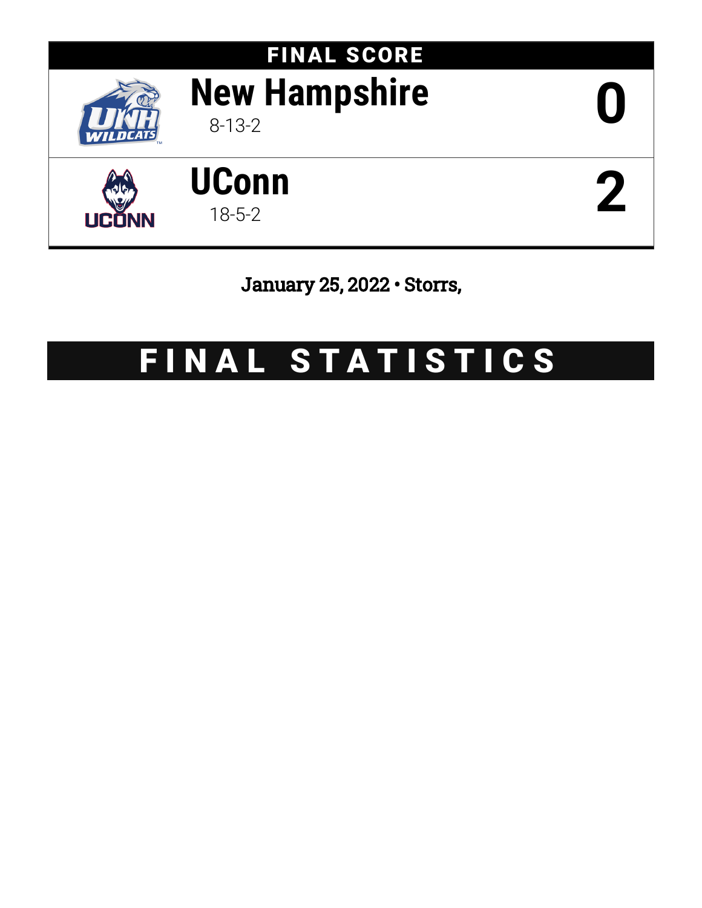## FINAL SCORE

| Team | Record | Score |
| --- | --- | --- |
| New Hampshire | 8-13-2 | 0 |
| UConn | 18-5-2 | 2 |

January 25, 2022 • Storrs,

# FINAL STATISTICS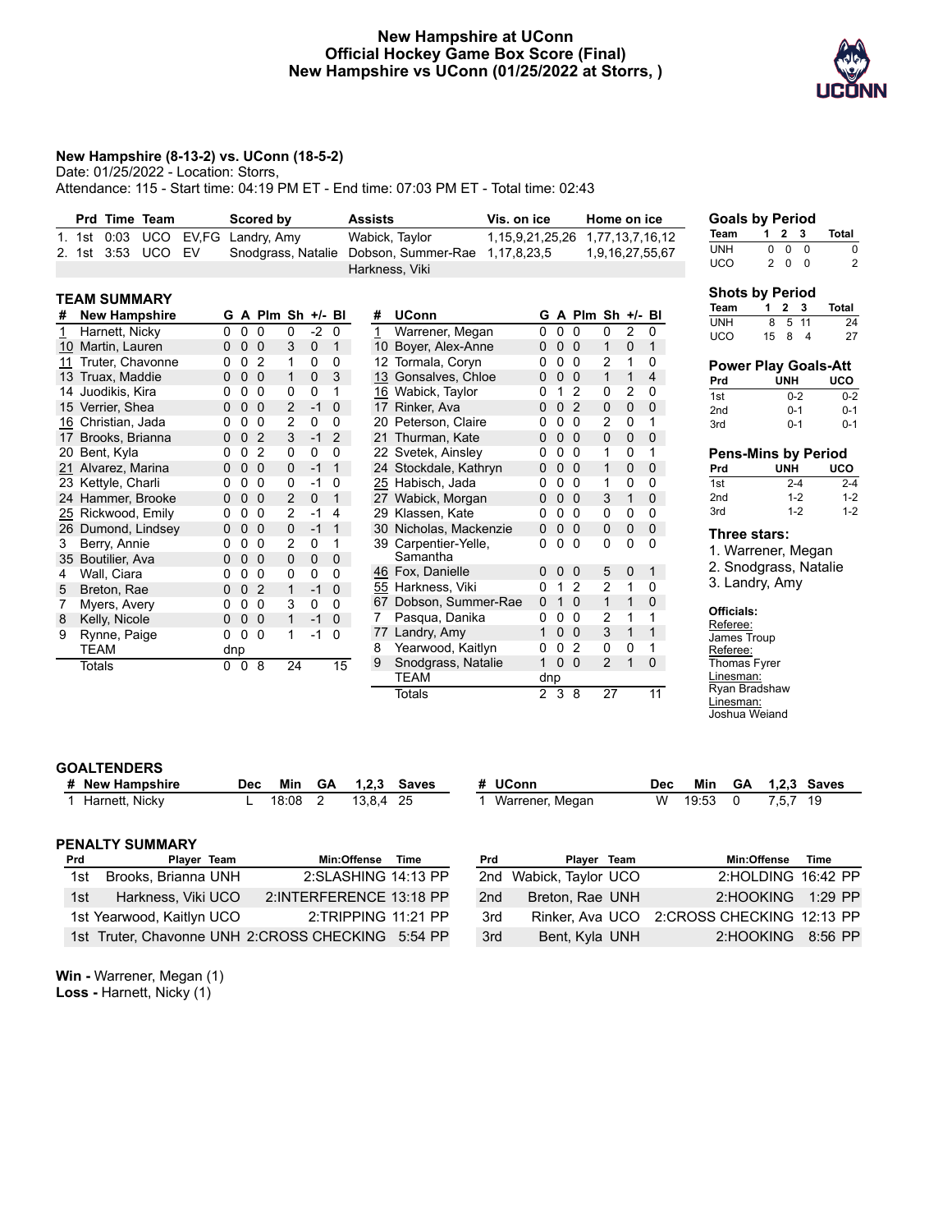# New Hampshire at UConn
## Official Hockey Game Box Score (Final)
## New Hampshire vs UConn (01/25/2022 at Storrs, )

**New Hampshire (8-13-2) vs. UConn (18-5-2)**

Date: 01/25/2022 - Location: Storrs,

Attendance: 115 - Start time: 04:19 PM ET - End time: 07:03 PM ET - Total time: 02:43

| | Prd | Time | Team | | Scored by | Assists | Vis. on ice | Home on ice |
|---|---|---|---|---|---|---|---|---|
| 1. | 1st | 0:03 | UCO | EV,FG | Landry, Amy | Wabick, Taylor | 1,15,9,21,25,26 | 1,77,13,7,16,12 |
| 2. | 1st | 3:53 | UCO | EV | Snodgrass, Natalie | Dobson, Summer-Rae Harkness, Viki | 1,17,8,23,5 | 1,9,16,27,55,67 |

### Goals by Period

| Team | 1 | 2 | 3 | Total |
|---|---|---|---|---|
| UNH | 0 | 0 | 0 | 0 |
| UCO | 2 | 0 | 0 | 2 |

### Shots by Period

| Team | 1 | 2 | 3 | Total |
|---|---|---|---|---|
| UNH | 8 | 5 | 11 | 24 |
| UCO | 15 | 8 | 4 | 27 |

### Power Play Goals-Att

| Prd | UNH | UCO |
|---|---|---|
| 1st | 0-2 | 0-2 |
| 2nd | 0-1 | 0-1 |
| 3rd | 0-1 | 0-1 |

### Pens-Mins by Period

| Prd | UNH | UCO |
|---|---|---|
| 1st | 2-4 | 2-4 |
| 2nd | 1-2 | 1-2 |
| 3rd | 1-2 | 1-2 |

### Three stars:
1. Warrener, Megan
2. Snodgrass, Natalie
3. Landry, Amy

### Officials:
Referee:
James Troup
Referee:
Thomas Fyrer
Linesman:
Ryan Bradshaw
Linesman:
Joshua Weiand

### TEAM SUMMARY

| # | New Hampshire | G | A | Plm | Sh | +/- | Bl |
|---|---|---|---|---|---|---|---|
| 1 | Harnett, Nicky | 0 | 0 | 0 | 0 | -2 | 0 |
| 10 | Martin, Lauren | 0 | 0 | 0 | 3 | 0 | 1 |
| 11 | Truter, Chavonne | 0 | 0 | 2 | 1 | 0 | 0 |
| 13 | Truax, Maddie | 0 | 0 | 0 | 1 | 0 | 3 |
| 14 | Juodikis, Kira | 0 | 0 | 0 | 0 | 0 | 1 |
| 15 | Verrier, Shea | 0 | 0 | 0 | 2 | -1 | 0 |
| 16 | Christian, Jada | 0 | 0 | 0 | 2 | 0 | 0 |
| 17 | Brooks, Brianna | 0 | 0 | 2 | 3 | -1 | 2 |
| 20 | Bent, Kyla | 0 | 0 | 2 | 0 | 0 | 0 |
| 21 | Alvarez, Marina | 0 | 0 | 0 | 0 | -1 | 1 |
| 23 | Kettyle, Charli | 0 | 0 | 0 | 0 | -1 | 0 |
| 24 | Hammer, Brooke | 0 | 0 | 0 | 2 | 0 | 1 |
| 25 | Rickwood, Emily | 0 | 0 | 0 | 2 | -1 | 4 |
| 26 | Dumond, Lindsey | 0 | 0 | 0 | 0 | -1 | 1 |
| 3 | Berry, Annie | 0 | 0 | 0 | 2 | 0 | 1 |
| 35 | Boutilier, Ava | 0 | 0 | 0 | 0 | 0 | 0 |
| 4 | Wall, Ciara | 0 | 0 | 0 | 0 | 0 | 0 |
| 5 | Breton, Rae | 0 | 0 | 2 | 1 | -1 | 0 |
| 7 | Myers, Avery | 0 | 0 | 0 | 3 | 0 | 0 |
| 8 | Kelly, Nicole | 0 | 0 | 0 | 1 | -1 | 0 |
| 9 | Rynne, Paige | 0 | 0 | 0 | 1 | -1 | 0 |
| | TEAM | dnp | | | | | |
| | Totals | 0 | 0 | 8 | 24 | | 15 |

| # | UConn | G | A | Plm | Sh | +/- | Bl |
|---|---|---|---|---|---|---|---|
| 1 | Warrener, Megan | 0 | 0 | 0 | 0 | 2 | 0 |
| 10 | Boyer, Alex-Anne | 0 | 0 | 0 | 1 | 0 | 1 |
| 12 | Tormala, Coryn | 0 | 0 | 0 | 2 | 1 | 0 |
| 13 | Gonsalves, Chloe | 0 | 0 | 0 | 1 | 1 | 4 |
| 16 | Wabick, Taylor | 0 | 1 | 2 | 0 | 2 | 0 |
| 17 | Rinker, Ava | 0 | 0 | 2 | 0 | 0 | 0 |
| 20 | Peterson, Claire | 0 | 0 | 0 | 2 | 0 | 1 |
| 21 | Thurman, Kate | 0 | 0 | 0 | 0 | 0 | 0 |
| 22 | Svetek, Ainsley | 0 | 0 | 0 | 1 | 0 | 1 |
| 24 | Stockdale, Kathryn | 0 | 0 | 0 | 1 | 0 | 0 |
| 25 | Habisch, Jada | 0 | 0 | 0 | 1 | 0 | 0 |
| 27 | Wabick, Morgan | 0 | 0 | 0 | 3 | 1 | 0 |
| 29 | Klassen, Kate | 0 | 0 | 0 | 0 | 0 | 0 |
| 30 | Nicholas, Mackenzie | 0 | 0 | 0 | 0 | 0 | 0 |
| 39 | Carpentier-Yelle, Samantha | 0 | 0 | 0 | 0 | 0 | 0 |
| 46 | Fox, Danielle | 0 | 0 | 0 | 5 | 0 | 1 |
| 55 | Harkness, Viki | 0 | 1 | 2 | 2 | 1 | 0 |
| 67 | Dobson, Summer-Rae | 0 | 1 | 0 | 1 | 1 | 0 |
| 7 | Pasqua, Danika | 0 | 0 | 0 | 2 | 1 | 1 |
| 77 | Landry, Amy | 1 | 0 | 0 | 3 | 1 | 1 |
| 8 | Yearwood, Kaitlyn | 0 | 0 | 2 | 0 | 0 | 1 |
| 9 | Snodgrass, Natalie | 1 | 0 | 0 | 2 | 1 | 0 |
| | TEAM | dnp | | | | | |
| | Totals | 2 | 3 | 8 | 27 | | 11 |

### GOALTENDERS

| # | New Hampshire | Dec | Min | GA | 1,2,3 | Saves |
|---|---|---|---|---|---|---|
| 1 | Harnett, Nicky | L | 18:08 | 2 | 13,8,4 | 25 |

| # | UConn | Dec | Min | GA | 1,2,3 | Saves |
|---|---|---|---|---|---|---|
| 1 | Warrener, Megan | W | 19:53 | 0 | 7,5,7 | 19 |

### PENALTY SUMMARY

| Prd | Player | Team | Min:Offense | Time |
|---|---|---|---|---|
| 1st | Brooks, Brianna | UNH | 2:SLASHING | 14:13 PP |
| 1st | Harkness, Viki | UCO | 2:INTERFERENCE | 13:18 PP |
| 1st | Yearwood, Kaitlyn | UCO | 2:TRIPPING | 11:21 PP |
| 1st | Truter, Chavonne | UNH | 2:CROSS CHECKING | 5:54 PP |
| 2nd | Wabick, Taylor | UCO | 2:HOLDING | 16:42 PP |
| 2nd | Breton, Rae | UNH | 2:HOOKING | 1:29 PP |
| 3rd | Rinker, Ava | UCO | 2:CROSS CHECKING | 12:13 PP |
| 3rd | Bent, Kyla | UNH | 2:HOOKING | 8:56 PP |

**Win -** Warrener, Megan (1)
**Loss -** Harnett, Nicky (1)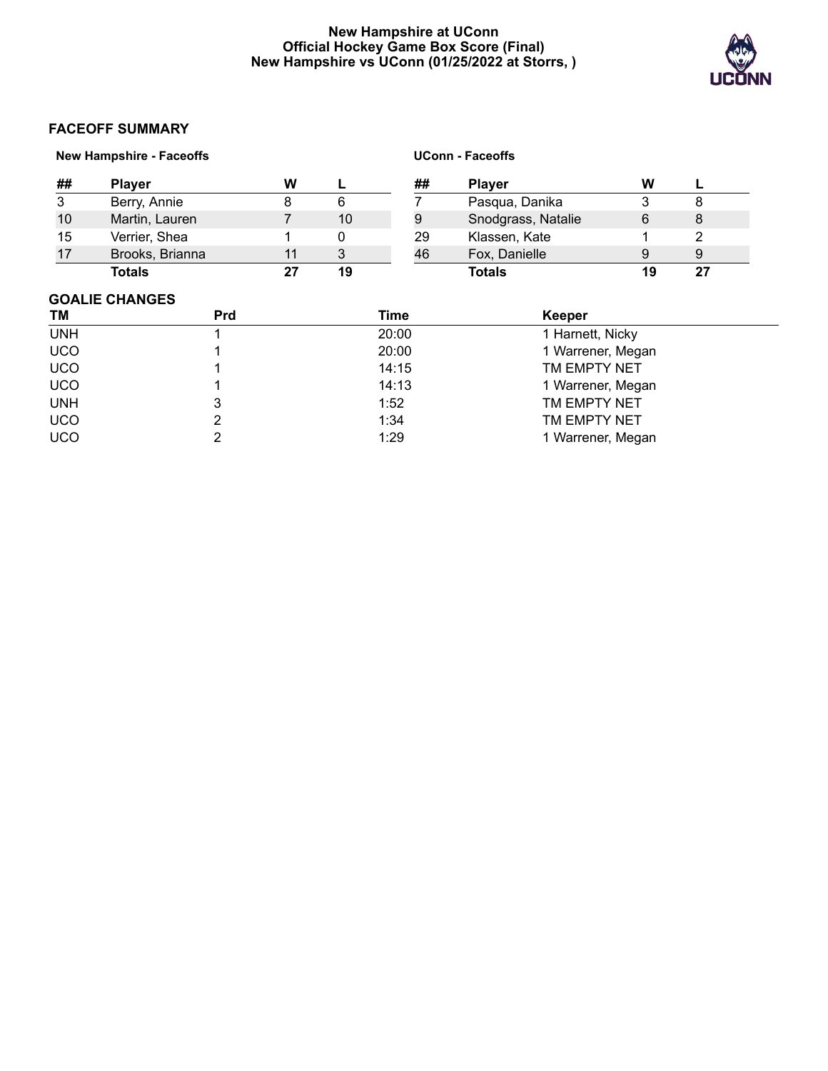**New Hampshire at UConn**
**Official Hockey Game Box Score (Final)**
**New Hampshire vs UConn (01/25/2022 at Storrs, )**

## FACEOFF SUMMARY

**New Hampshire - Faceoffs**

| ## | Player | W | L |
|---|---|---|---|
| 3 | Berry, Annie | 8 | 6 |
| 10 | Martin, Lauren | 7 | 10 |
| 15 | Verrier, Shea | 1 | 0 |
| 17 | Brooks, Brianna | 11 | 3 |
| | **Totals** | **27** | **19** |

**UConn - Faceoffs**

| ## | Player | W | L |
|---|---|---|---|
| 7 | Pasqua, Danika | 3 | 8 |
| 9 | Snodgrass, Natalie | 6 | 8 |
| 29 | Klassen, Kate | 1 | 2 |
| 46 | Fox, Danielle | 9 | 9 |
| | **Totals** | **19** | **27** |

## GOALIE CHANGES

| TM | Prd | Time | Keeper |
|---|---|---|---|
| UNH | 1 | 20:00 | 1 Harnett, Nicky |
| UCO | 1 | 20:00 | 1 Warrener, Megan |
| UCO | 1 | 14:15 | TM EMPTY NET |
| UCO | 1 | 14:13 | 1 Warrener, Megan |
| UNH | 3 | 1:52 | TM EMPTY NET |
| UCO | 2 | 1:34 | TM EMPTY NET |
| UCO | 2 | 1:29 | 1 Warrener, Megan |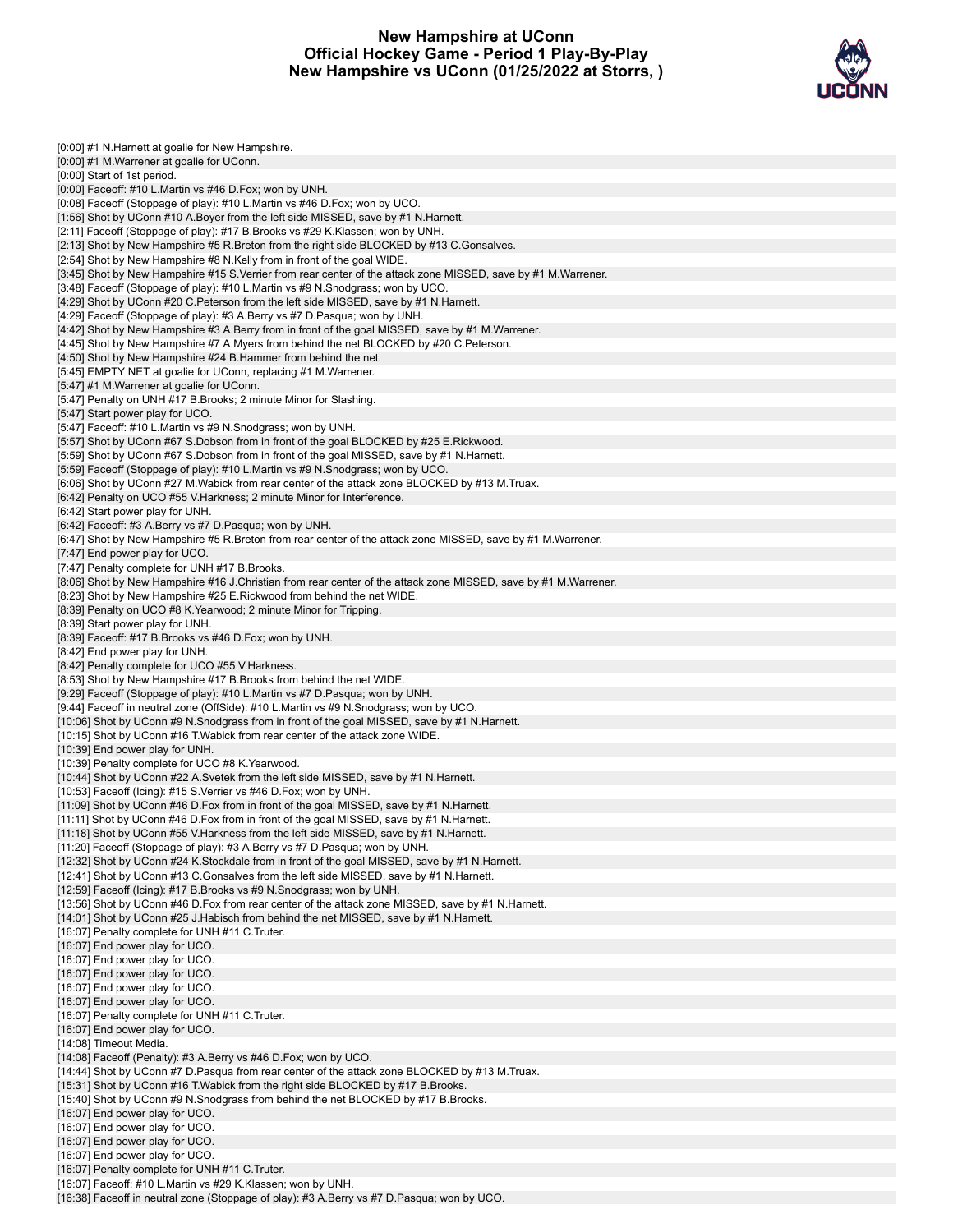# New Hampshire at UConn
# Official Hockey Game - Period 1 Play-By-Play
# New Hampshire vs UConn (01/25/2022 at Storrs, )

[0:00] #1 N.Harnett at goalie for New Hampshire.
[0:00] #1 M.Warrener at goalie for UConn.
[0:00] Start of 1st period.
[0:00] Faceoff: #10 L.Martin vs #46 D.Fox; won by UNH.
[0:08] Faceoff (Stoppage of play): #10 L.Martin vs #46 D.Fox; won by UCO.
[1:56] Shot by UConn #10 A.Boyer from the left side MISSED, save by #1 N.Harnett.
[2:11] Faceoff (Stoppage of play): #17 B.Brooks vs #29 K.Klassen; won by UNH.
[2:13] Shot by New Hampshire #5 R.Breton from the right side BLOCKED by #13 C.Gonsalves.
[2:54] Shot by New Hampshire #8 N.Kelly from in front of the goal WIDE.
[3:45] Shot by New Hampshire #15 S.Verrier from rear center of the attack zone MISSED, save by #1 M.Warrener.
[3:48] Faceoff (Stoppage of play): #10 L.Martin vs #9 N.Snodgrass; won by UCO.
[4:29] Shot by UConn #20 C.Peterson from the left side MISSED, save by #1 N.Harnett.
[4:29] Faceoff (Stoppage of play): #3 A.Berry vs #7 D.Pasqua; won by UNH.
[4:42] Shot by New Hampshire #3 A.Berry from in front of the goal MISSED, save by #1 M.Warrener.
[4:45] Shot by New Hampshire #7 A.Myers from behind the net BLOCKED by #20 C.Peterson.
[4:50] Shot by New Hampshire #24 B.Hammer from behind the net.
[5:45] EMPTY NET at goalie for UConn, replacing #1 M.Warrener.
[5:47] #1 M.Warrener at goalie for UConn.
[5:47] Penalty on UNH #17 B.Brooks; 2 minute Minor for Slashing.
[5:47] Start power play for UCO.
[5:47] Faceoff: #10 L.Martin vs #9 N.Snodgrass; won by UNH.
[5:57] Shot by UConn #67 S.Dobson from in front of the goal BLOCKED by #25 E.Rickwood.
[5:59] Shot by UConn #67 S.Dobson from in front of the goal MISSED, save by #1 N.Harnett.
[5:59] Faceoff (Stoppage of play): #10 L.Martin vs #9 N.Snodgrass; won by UCO.
[6:06] Shot by UConn #27 M.Wabick from rear center of the attack zone BLOCKED by #13 M.Truax.
[6:42] Penalty on UCO #55 V.Harkness; 2 minute Minor for Interference.
[6:42] Start power play for UNH.
[6:42] Faceoff: #3 A.Berry vs #7 D.Pasqua; won by UNH.
[6:47] Shot by New Hampshire #5 R.Breton from rear center of the attack zone MISSED, save by #1 M.Warrener.
[7:47] End power play for UCO.
[7:47] Penalty complete for UNH #17 B.Brooks.
[8:06] Shot by New Hampshire #16 J.Christian from rear center of the attack zone MISSED, save by #1 M.Warrener.
[8:23] Shot by New Hampshire #25 E.Rickwood from behind the net WIDE.
[8:39] Penalty on UCO #8 K.Yearwood; 2 minute Minor for Tripping.
[8:39] Start power play for UNH.
[8:39] Faceoff: #17 B.Brooks vs #46 D.Fox; won by UNH.
[8:42] End power play for UNH.
[8:42] Penalty complete for UCO #55 V.Harkness.
[8:53] Shot by New Hampshire #17 B.Brooks from behind the net WIDE.
[9:29] Faceoff (Stoppage of play): #10 L.Martin vs #7 D.Pasqua; won by UNH.
[9:44] Faceoff in neutral zone (OffSide): #10 L.Martin vs #9 N.Snodgrass; won by UCO.
[10:06] Shot by UConn #9 N.Snodgrass from in front of the goal MISSED, save by #1 N.Harnett.
[10:15] Shot by UConn #16 T.Wabick from rear center of the attack zone WIDE.
[10:39] End power play for UNH.
[10:39] Penalty complete for UCO #8 K.Yearwood.
[10:44] Shot by UConn #22 A.Svetek from the left side MISSED, save by #1 N.Harnett.
[10:53] Faceoff (Icing): #15 S.Verrier vs #46 D.Fox; won by UNH.
[11:09] Shot by UConn #46 D.Fox from in front of the goal MISSED, save by #1 N.Harnett.
[11:11] Shot by UConn #46 D.Fox from in front of the goal MISSED, save by #1 N.Harnett.
[11:18] Shot by UConn #55 V.Harkness from the left side MISSED, save by #1 N.Harnett.
[11:20] Faceoff (Stoppage of play): #3 A.Berry vs #7 D.Pasqua; won by UNH.
[12:32] Shot by UConn #24 K.Stockdale from in front of the goal MISSED, save by #1 N.Harnett.
[12:41] Shot by UConn #13 C.Gonsalves from the left side MISSED, save by #1 N.Harnett.
[12:59] Faceoff (Icing): #17 B.Brooks vs #9 N.Snodgrass; won by UNH.
[13:56] Shot by UConn #46 D.Fox from rear center of the attack zone MISSED, save by #1 N.Harnett.
[14:01] Shot by UConn #25 J.Habisch from behind the net MISSED, save by #1 N.Harnett.
[16:07] Penalty complete for UNH #11 C.Truter.
[16:07] End power play for UCO.
[16:07] End power play for UCO.
[16:07] End power play for UCO.
[16:07] End power play for UCO.
[16:07] End power play for UCO.
[16:07] Penalty complete for UNH #11 C.Truter.
[16:07] End power play for UCO.
[14:08] Timeout Media.
[14:08] Faceoff (Penalty): #3 A.Berry vs #46 D.Fox; won by UCO.
[14:44] Shot by UConn #7 D.Pasqua from rear center of the attack zone BLOCKED by #13 M.Truax.
[15:31] Shot by UConn #16 T.Wabick from the right side BLOCKED by #17 B.Brooks.
[15:40] Shot by UConn #9 N.Snodgrass from behind the net BLOCKED by #17 B.Brooks.
[16:07] End power play for UCO.
[16:07] End power play for UCO.
[16:07] End power play for UCO.
[16:07] End power play for UCO.
[16:07] Penalty complete for UNH #11 C.Truter.
[16:07] Faceoff: #10 L.Martin vs #29 K.Klassen; won by UNH.
[16:38] Faceoff in neutral zone (Stoppage of play): #3 A.Berry vs #7 D.Pasqua; won by UCO.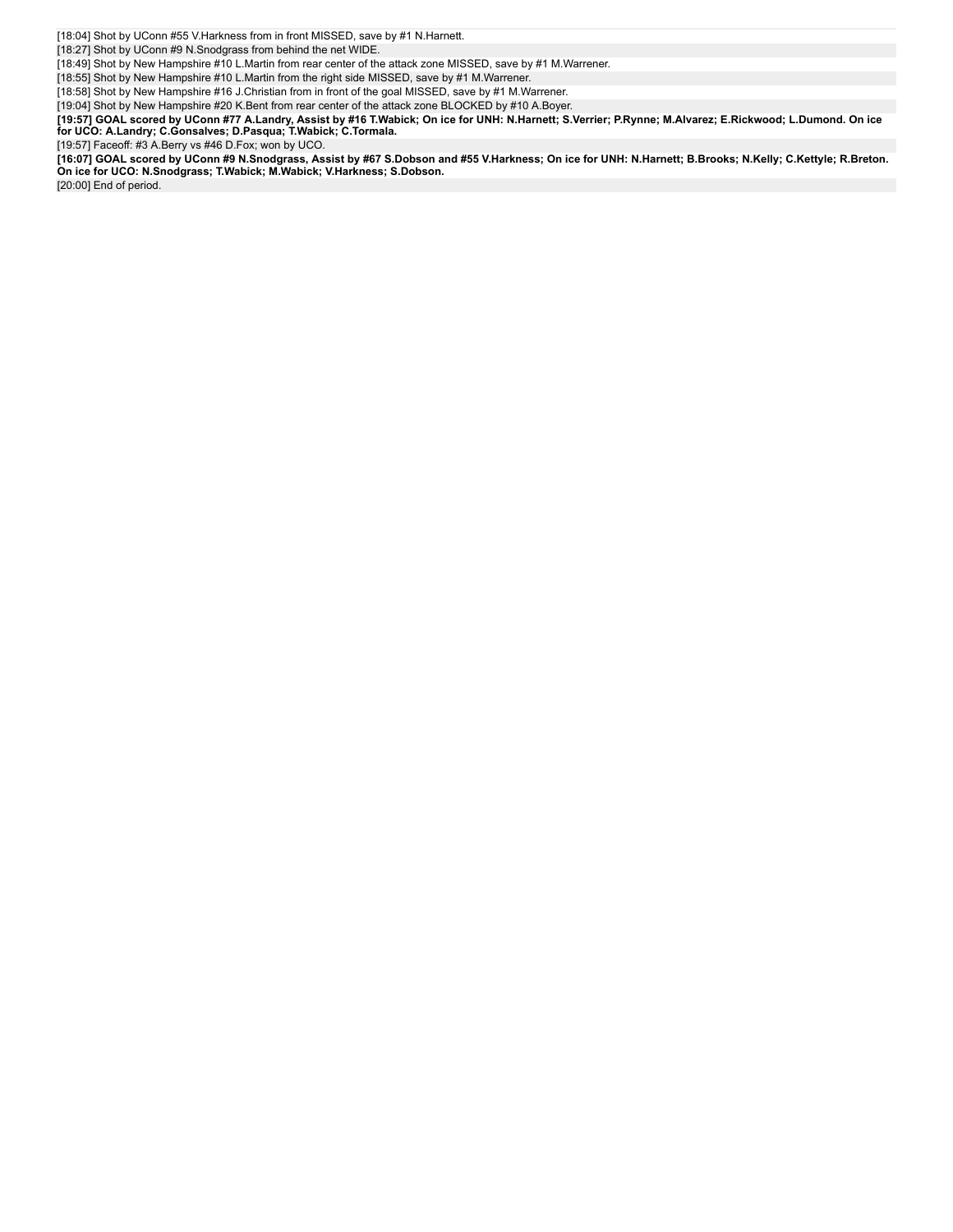[18:04] Shot by UConn #55 V.Harkness from in front MISSED, save by #1 N.Harnett.

[18:27] Shot by UConn #9 N.Snodgrass from behind the net WIDE.

[18:49] Shot by New Hampshire #10 L.Martin from rear center of the attack zone MISSED, save by #1 M.Warrener.

[18:55] Shot by New Hampshire #10 L.Martin from the right side MISSED, save by #1 M.Warrener.

[18:58] Shot by New Hampshire #16 J.Christian from in front of the goal MISSED, save by #1 M.Warrener.

[19:04] Shot by New Hampshire #20 K.Bent from rear center of the attack zone BLOCKED by #10 A.Boyer.

**[19:57] GOAL scored by UConn #77 A.Landry, Assist by #16 T.Wabick; On ice for UNH: N.Harnett; S.Verrier; P.Rynne; M.Alvarez; E.Rickwood; L.Dumond. On ice for UCO: A.Landry; C.Gonsalves; D.Pasqua; T.Wabick; C.Tormala.**

[19:57] Faceoff: #3 A.Berry vs #46 D.Fox; won by UCO.

**[16:07] GOAL scored by UConn #9 N.Snodgrass, Assist by #67 S.Dobson and #55 V.Harkness; On ice for UNH: N.Harnett; B.Brooks; N.Kelly; C.Kettyle; R.Breton. On ice for UCO: N.Snodgrass; T.Wabick; M.Wabick; V.Harkness; S.Dobson.**

[20:00] End of period.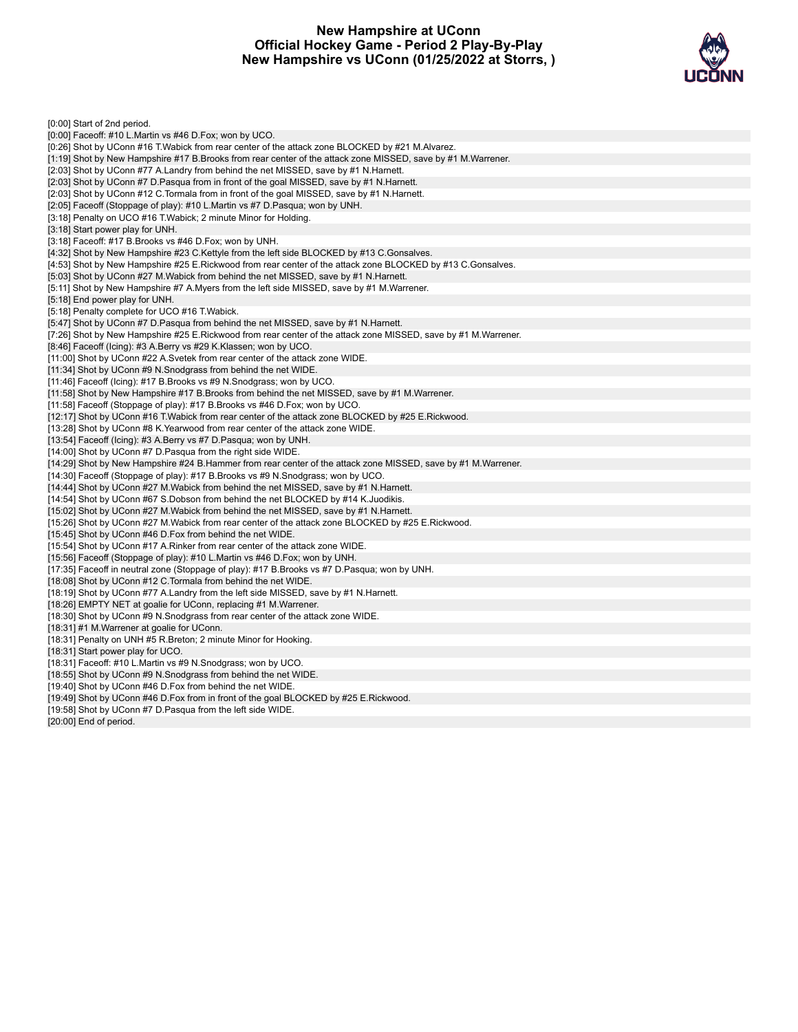# New Hampshire at UConn
## Official Hockey Game - Period 2 Play-By-Play
## New Hampshire vs UConn (01/25/2022 at Storrs, )

[0:00] Start of 2nd period.
[0:00] Faceoff: #10 L.Martin vs #46 D.Fox; won by UCO.
[0:26] Shot by UConn #16 T.Wabick from rear center of the attack zone BLOCKED by #21 M.Alvarez.
[1:19] Shot by New Hampshire #17 B.Brooks from rear center of the attack zone MISSED, save by #1 M.Warrener.
[2:03] Shot by UConn #77 A.Landry from behind the net MISSED, save by #1 N.Harnett.
[2:03] Shot by UConn #7 D.Pasqua from in front of the goal MISSED, save by #1 N.Harnett.
[2:03] Shot by UConn #12 C.Tormala from in front of the goal MISSED, save by #1 N.Harnett.
[2:05] Faceoff (Stoppage of play): #10 L.Martin vs #7 D.Pasqua; won by UNH.
[3:18] Penalty on UCO #16 T.Wabick; 2 minute Minor for Holding.
[3:18] Start power play for UNH.
[3:18] Faceoff: #17 B.Brooks vs #46 D.Fox; won by UNH.
[4:32] Shot by New Hampshire #23 C.Kettyle from the left side BLOCKED by #13 C.Gonsalves.
[4:53] Shot by New Hampshire #25 E.Rickwood from rear center of the attack zone BLOCKED by #13 C.Gonsalves.
[5:03] Shot by UConn #27 M.Wabick from behind the net MISSED, save by #1 N.Harnett.
[5:11] Shot by New Hampshire #7 A.Myers from the left side MISSED, save by #1 M.Warrener.
[5:18] End power play for UNH.
[5:18] Penalty complete for UCO #16 T.Wabick.
[5:47] Shot by UConn #7 D.Pasqua from behind the net MISSED, save by #1 N.Harnett.
[7:26] Shot by New Hampshire #25 E.Rickwood from rear center of the attack zone MISSED, save by #1 M.Warrener.
[8:46] Faceoff (Icing): #3 A.Berry vs #29 K.Klassen; won by UCO.
[11:00] Shot by UConn #22 A.Svetek from rear center of the attack zone WIDE.
[11:34] Shot by UConn #9 N.Snodgrass from behind the net WIDE.
[11:46] Faceoff (Icing): #17 B.Brooks vs #9 N.Snodgrass; won by UCO.
[11:58] Shot by New Hampshire #17 B.Brooks from behind the net MISSED, save by #1 M.Warrener.
[11:58] Faceoff (Stoppage of play): #17 B.Brooks vs #46 D.Fox; won by UCO.
[12:17] Shot by UConn #16 T.Wabick from rear center of the attack zone BLOCKED by #25 E.Rickwood.
[13:28] Shot by UConn #8 K.Yearwood from rear center of the attack zone WIDE.
[13:54] Faceoff (Icing): #3 A.Berry vs #7 D.Pasqua; won by UNH.
[14:00] Shot by UConn #7 D.Pasqua from the right side WIDE.
[14:29] Shot by New Hampshire #24 B.Hammer from rear center of the attack zone MISSED, save by #1 M.Warrener.
[14:30] Faceoff (Stoppage of play): #17 B.Brooks vs #9 N.Snodgrass; won by UCO.
[14:44] Shot by UConn #27 M.Wabick from behind the net MISSED, save by #1 N.Harnett.
[14:54] Shot by UConn #67 S.Dobson from behind the net BLOCKED by #14 K.Juodikis.
[15:02] Shot by UConn #27 M.Wabick from behind the net MISSED, save by #1 N.Harnett.
[15:26] Shot by UConn #27 M.Wabick from rear center of the attack zone BLOCKED by #25 E.Rickwood.
[15:45] Shot by UConn #46 D.Fox from behind the net WIDE.
[15:54] Shot by UConn #17 A.Rinker from rear center of the attack zone WIDE.
[15:56] Faceoff (Stoppage of play): #10 L.Martin vs #46 D.Fox; won by UNH.
[17:35] Faceoff in neutral zone (Stoppage of play): #17 B.Brooks vs #7 D.Pasqua; won by UNH.
[18:08] Shot by UConn #12 C.Tormala from behind the net WIDE.
[18:19] Shot by UConn #77 A.Landry from the left side MISSED, save by #1 N.Harnett.
[18:26] EMPTY NET at goalie for UConn, replacing #1 M.Warrener.
[18:30] Shot by UConn #9 N.Snodgrass from rear center of the attack zone WIDE.
[18:31] #1 M.Warrener at goalie for UConn.
[18:31] Penalty on UNH #5 R.Breton; 2 minute Minor for Hooking.
[18:31] Start power play for UCO.
[18:31] Faceoff: #10 L.Martin vs #9 N.Snodgrass; won by UCO.
[18:55] Shot by UConn #9 N.Snodgrass from behind the net WIDE.
[19:40] Shot by UConn #46 D.Fox from behind the net WIDE.
[19:49] Shot by UConn #46 D.Fox from in front of the goal BLOCKED by #25 E.Rickwood.
[19:58] Shot by UConn #7 D.Pasqua from the left side WIDE.
[20:00] End of period.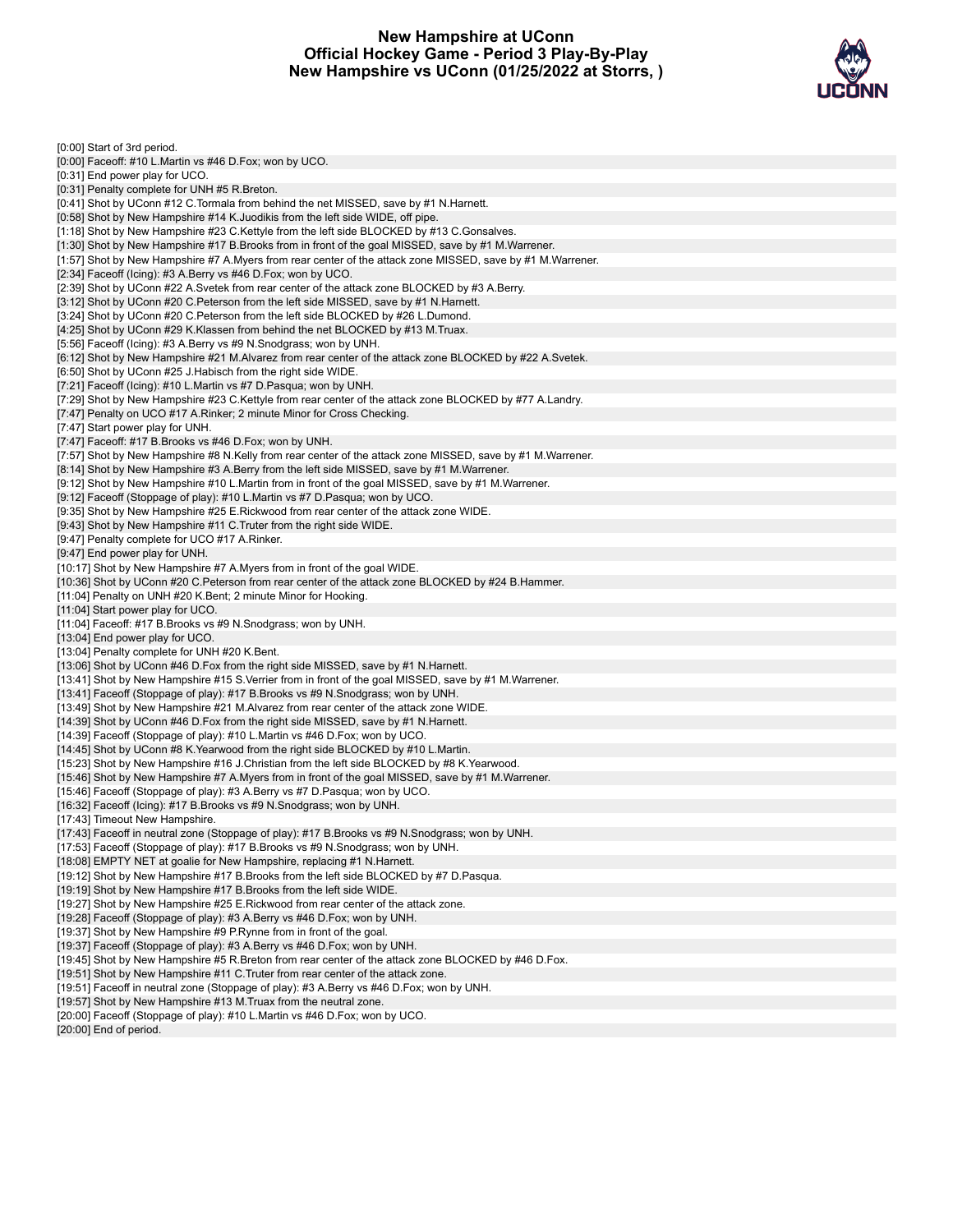# New Hampshire at UConn
## Official Hockey Game - Period 3 Play-By-Play
## New Hampshire vs UConn (01/25/2022 at Storrs, )

[0:00] Start of 3rd period.
[0:00] Faceoff: #10 L.Martin vs #46 D.Fox; won by UCO.
[0:31] End power play for UCO.
[0:31] Penalty complete for UNH #5 R.Breton.
[0:41] Shot by UConn #12 C.Tormala from behind the net MISSED, save by #1 N.Harnett.
[0:58] Shot by New Hampshire #14 K.Juodikis from the left side WIDE, off pipe.
[1:18] Shot by New Hampshire #23 C.Kettyle from the left side BLOCKED by #13 C.Gonsalves.
[1:30] Shot by New Hampshire #17 B.Brooks from in front of the goal MISSED, save by #1 M.Warrener.
[1:57] Shot by New Hampshire #7 A.Myers from rear center of the attack zone MISSED, save by #1 M.Warrener.
[2:34] Faceoff (Icing): #3 A.Berry vs #46 D.Fox; won by UCO.
[2:39] Shot by UConn #22 A.Svetek from rear center of the attack zone BLOCKED by #3 A.Berry.
[3:12] Shot by UConn #20 C.Peterson from the left side MISSED, save by #1 N.Harnett.
[3:24] Shot by UConn #20 C.Peterson from the left side BLOCKED by #26 L.Dumond.
[4:25] Shot by UConn #29 K.Klassen from behind the net BLOCKED by #13 M.Truax.
[5:56] Faceoff (Icing): #3 A.Berry vs #9 N.Snodgrass; won by UNH.
[6:12] Shot by New Hampshire #21 M.Alvarez from rear center of the attack zone BLOCKED by #22 A.Svetek.
[6:50] Shot by UConn #25 J.Habisch from the right side WIDE.
[7:21] Faceoff (Icing): #10 L.Martin vs #7 D.Pasqua; won by UNH.
[7:29] Shot by New Hampshire #23 C.Kettyle from rear center of the attack zone BLOCKED by #77 A.Landry.
[7:47] Penalty on UCO #17 A.Rinker; 2 minute Minor for Cross Checking.
[7:47] Start power play for UNH.
[7:47] Faceoff: #17 B.Brooks vs #46 D.Fox; won by UNH.
[7:57] Shot by New Hampshire #8 N.Kelly from rear center of the attack zone MISSED, save by #1 M.Warrener.
[8:14] Shot by New Hampshire #3 A.Berry from the left side MISSED, save by #1 M.Warrener.
[9:12] Shot by New Hampshire #10 L.Martin from in front of the goal MISSED, save by #1 M.Warrener.
[9:12] Faceoff (Stoppage of play): #10 L.Martin vs #7 D.Pasqua; won by UCO.
[9:35] Shot by New Hampshire #25 E.Rickwood from rear center of the attack zone WIDE.
[9:43] Shot by New Hampshire #11 C.Truter from the right side WIDE.
[9:47] Penalty complete for UCO #17 A.Rinker.
[9:47] End power play for UNH.
[10:17] Shot by New Hampshire #7 A.Myers from in front of the goal WIDE.
[10:36] Shot by UConn #20 C.Peterson from rear center of the attack zone BLOCKED by #24 B.Hammer.
[11:04] Penalty on UNH #20 K.Bent; 2 minute Minor for Hooking.
[11:04] Start power play for UCO.
[11:04] Faceoff: #17 B.Brooks vs #9 N.Snodgrass; won by UNH.
[13:04] End power play for UCO.
[13:04] Penalty complete for UNH #20 K.Bent.
[13:06] Shot by UConn #46 D.Fox from the right side MISSED, save by #1 N.Harnett.
[13:41] Shot by New Hampshire #15 S.Verrier from in front of the goal MISSED, save by #1 M.Warrener.
[13:41] Faceoff (Stoppage of play): #17 B.Brooks vs #9 N.Snodgrass; won by UNH.
[13:49] Shot by New Hampshire #21 M.Alvarez from rear center of the attack zone WIDE.
[14:39] Shot by UConn #46 D.Fox from the right side MISSED, save by #1 N.Harnett.
[14:39] Faceoff (Stoppage of play): #10 L.Martin vs #46 D.Fox; won by UCO.
[14:45] Shot by UConn #8 K.Yearwood from the right side BLOCKED by #10 L.Martin.
[15:23] Shot by New Hampshire #16 J.Christian from the left side BLOCKED by #8 K.Yearwood.
[15:46] Shot by New Hampshire #7 A.Myers from in front of the goal MISSED, save by #1 M.Warrener.
[15:46] Faceoff (Stoppage of play): #3 A.Berry vs #7 D.Pasqua; won by UCO.
[16:32] Faceoff (Icing): #17 B.Brooks vs #9 N.Snodgrass; won by UNH.
[17:43] Timeout New Hampshire.
[17:43] Faceoff in neutral zone (Stoppage of play): #17 B.Brooks vs #9 N.Snodgrass; won by UNH.
[17:53] Faceoff (Stoppage of play): #17 B.Brooks vs #9 N.Snodgrass; won by UNH.
[18:08] EMPTY NET at goalie for New Hampshire, replacing #1 N.Harnett.
[19:12] Shot by New Hampshire #17 B.Brooks from the left side BLOCKED by #7 D.Pasqua.
[19:19] Shot by New Hampshire #17 B.Brooks from the left side WIDE.
[19:27] Shot by New Hampshire #25 E.Rickwood from rear center of the attack zone.
[19:28] Faceoff (Stoppage of play): #3 A.Berry vs #46 D.Fox; won by UNH.
[19:37] Shot by New Hampshire #9 P.Rynne from in front of the goal.
[19:37] Faceoff (Stoppage of play): #3 A.Berry vs #46 D.Fox; won by UNH.
[19:45] Shot by New Hampshire #5 R.Breton from rear center of the attack zone BLOCKED by #46 D.Fox.
[19:51] Shot by New Hampshire #11 C.Truter from rear center of the attack zone.
[19:51] Faceoff in neutral zone (Stoppage of play): #3 A.Berry vs #46 D.Fox; won by UNH.
[19:57] Shot by New Hampshire #13 M.Truax from the neutral zone.
[20:00] Faceoff (Stoppage of play): #10 L.Martin vs #46 D.Fox; won by UCO.
[20:00] End of period.